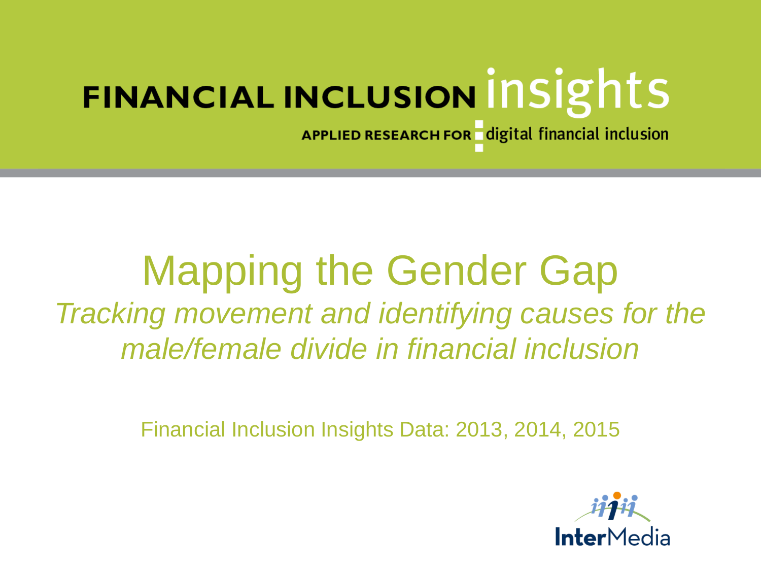FINANCIAL INCLUSION insights

APPLIED RESEARCH FOR digital financial inclusion

# Mapping the Gender Gap

*Tracking movement and identifying causes for the male/female divide in financial inclusion*

Financial Inclusion Insights Data: 2013, 2014, 2015

InterMedia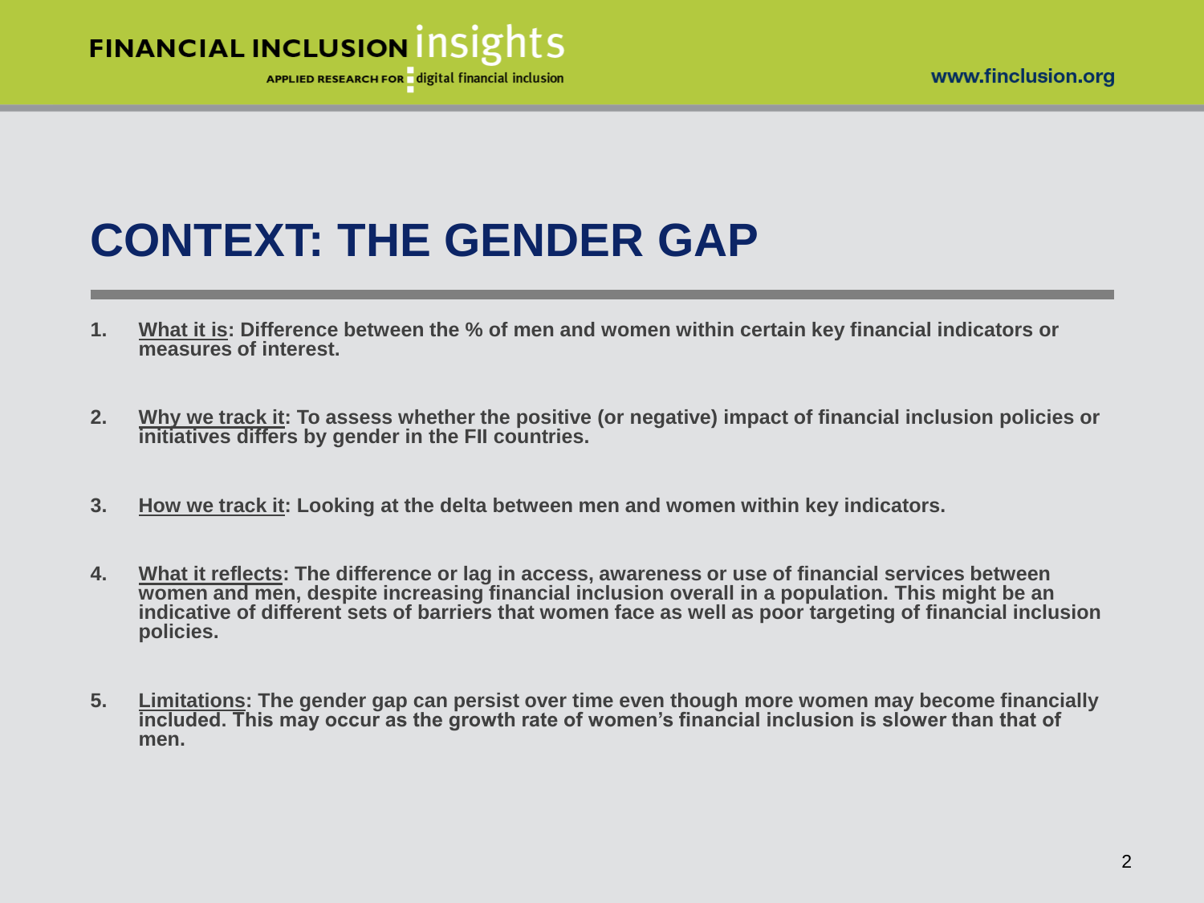# CONTEXT: THE GENDER GAP

1. **What it is: Difference between the % of men and women within certain key financial indicators or measures of interest.**

2. **Why we track it: To assess whether the positive (or negative) impact of financial inclusion policies or initiatives differs by gender in the FII countries.**

3. **How we track it: Looking at the delta between men and women within key indicators.**

4. **What it reflects: The difference or lag in access, awareness or use of financial services between women and men, despite increasing financial inclusion overall in a population. This might be an indicative of different sets of barriers that women face as well as poor targeting of financial inclusion policies.**

5. **Limitations: The gender gap can persist over time even though more women may become financially included. This may occur as the growth rate of women's financial inclusion is slower than that of men.**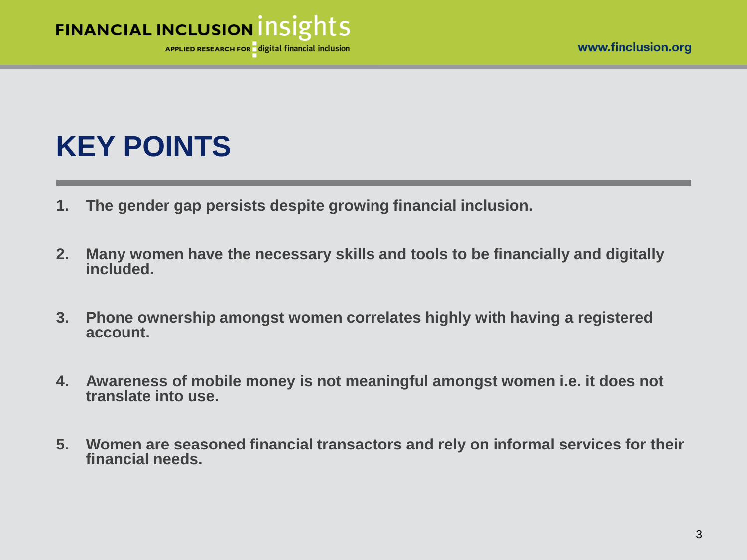# KEY POINTS

1. **The gender gap persists despite growing financial inclusion.**

2. **Many women have the necessary skills and tools to be financially and digitally included.**

3. **Phone ownership amongst women correlates highly with having a registered account.**

4. **Awareness of mobile money is not meaningful amongst women i.e. it does not translate into use.**

5. **Women are seasoned financial transactors and rely on informal services for their financial needs.**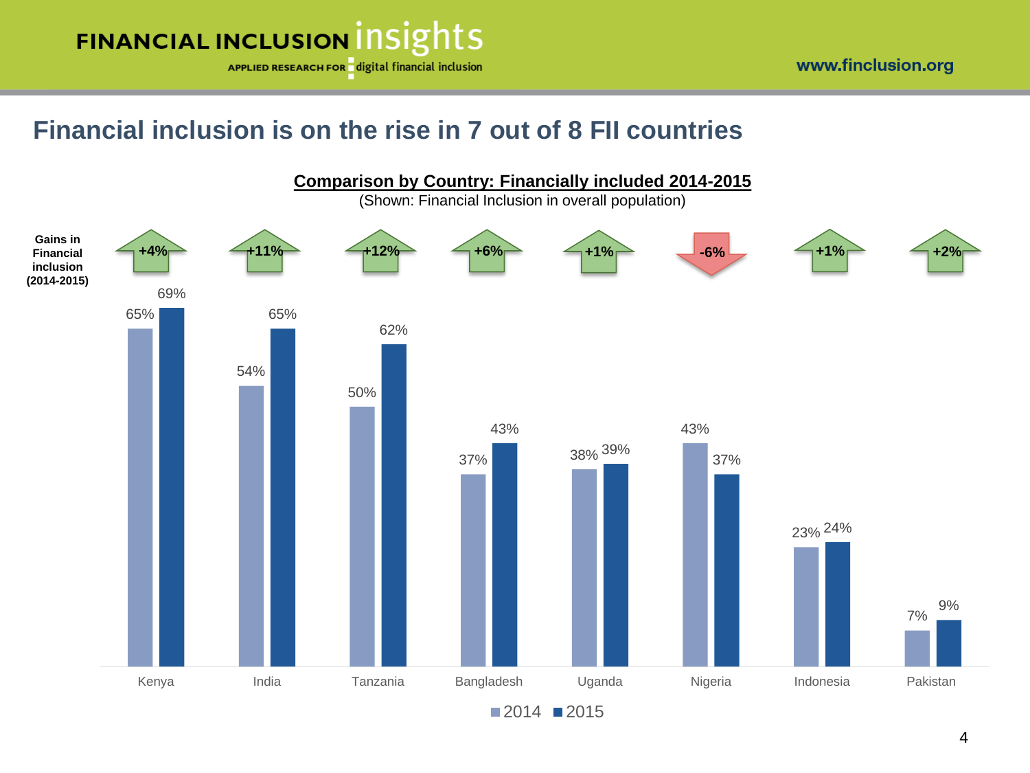## Financial inclusion is on the rise in 7 out of 8 FII countries

**Comparison by Country: Financially included 2014-2015**

(Shown: Financial Inclusion in overall population)

| Country | 2014 | 2015 | Gains in Financial inclusion (2014-2015) |
|---|---|---|---|
| Kenya | 65% | 69% | +4% |
| India | 54% | 65% | +11% |
| Tanzania | 50% | 62% | +12% |
| Bangladesh | 37% | 43% | +6% |
| Uganda | 38% | 39% | +1% |
| Nigeria | 43% | 37% | -6% |
| Indonesia | 23% | 24% | +1% |
| Pakistan | 7% | 9% | +2% |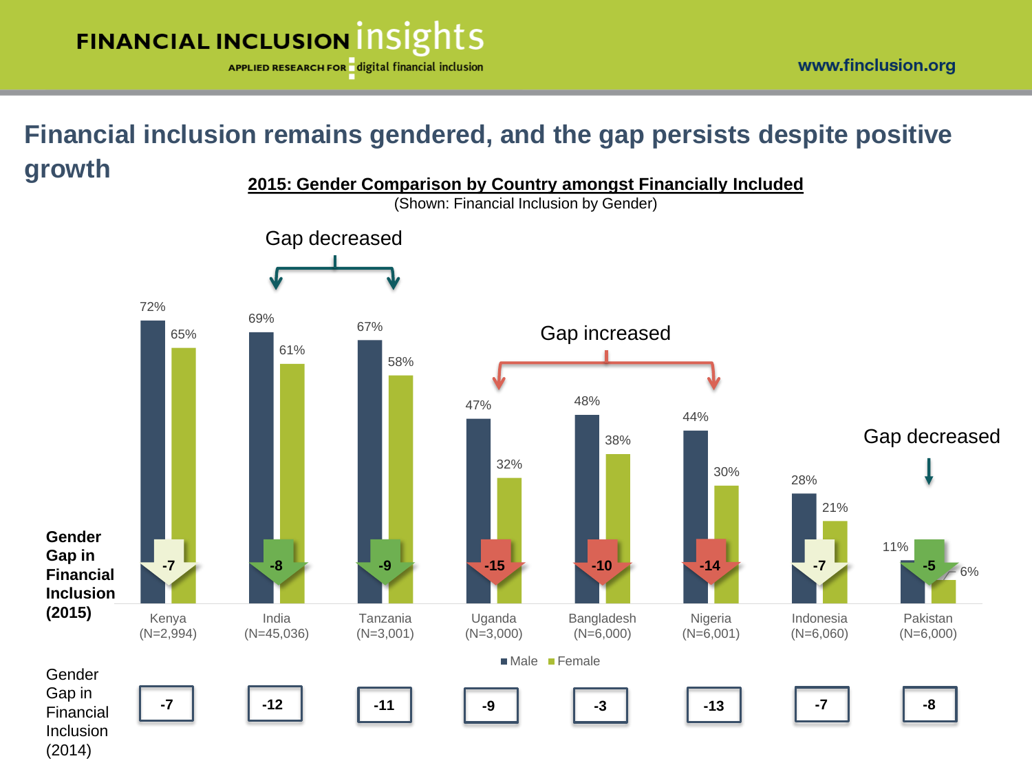## Financial inclusion remains gendered, and the gap persists despite positive growth

**2015: Gender Comparison by Country amongst Financially Included**

(Shown: Financial Inclusion by Gender)

| Country | Male | Female | Gender Gap in Financial Inclusion (2015) | Gender Gap in Financial Inclusion (2014) |
|---|---|---|---|---|
| Kenya (N=2,994) | 72% | 65% | -7 | -7 |
| India (N=45,036) | 69% | 61% | -8 | -12 |
| Tanzania (N=3,001) | 67% | 58% | -9 | -11 |
| Uganda (N=3,000) | 47% | 32% | -15 | -9 |
| Bangladesh (N=6,000) | 48% | 38% | -10 | -3 |
| Nigeria (N=6,001) | 44% | 30% | -14 | -13 |
| Indonesia (N=6,060) | 28% | 21% | -7 | -7 |
| Pakistan (N=6,000) | 11% | 6% | -5 | -8 |

Gap decreased: India, Tanzania, Pakistan

Gap increased: Uganda, Bangladesh, Nigeria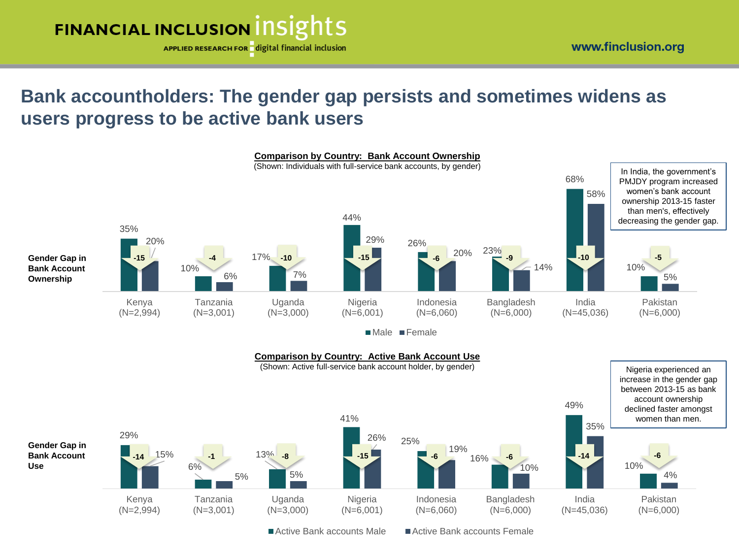# Bank accountholders: The gender gap persists and sometimes widens as users progress to be active bank users

**Comparison by Country: Bank Account Ownership**

(Shown: Individuals with full-service bank accounts, by gender)

**Gender Gap in Bank Account Ownership**

| Country | Male | Female | Gender Gap |
|---|---|---|---|
| Kenya (N=2,994) | 35% | 20% | -15 |
| Tanzania (N=3,001) | 10% | 6% | -4 |
| Uganda (N=3,000) | 17% | 7% | -10 |
| Nigeria (N=6,001) | 44% | 29% | -15 |
| Indonesia (N=6,060) | 26% | 20% | -6 |
| Bangladesh (N=6,000) | 23% | 14% | -9 |
| India (N=45,036) | 68% | 58% | -10 |
| Pakistan (N=6,000) | 10% | 5% | -5 |

In India, the government's PMJDY program increased women's bank account ownership 2013-15 faster than men's, effectively decreasing the gender gap.

**Comparison by Country: Active Bank Account Use**

(Shown: Active full-service bank account holder, by gender)

**Gender Gap in Bank Account Use**

| Country | Active Bank accounts Male | Active Bank accounts Female | Gender Gap |
|---|---|---|---|
| Kenya (N=2,994) | 29% | 15% | -14 |
| Tanzania (N=3,001) | 6% | 5% | -1 |
| Uganda (N=3,000) | 13% | 5% | -8 |
| Nigeria (N=6,001) | 41% | 26% | -15 |
| Indonesia (N=6,060) | 25% | 19% | -6 |
| Bangladesh (N=6,000) | 16% | 10% | -6 |
| India (N=45,036) | 49% | 35% | -14 |
| Pakistan (N=6,000) | 10% | 4% | -6 |

Nigeria experienced an increase in the gender gap between 2013-15 as bank account ownership declined faster amongst women than men.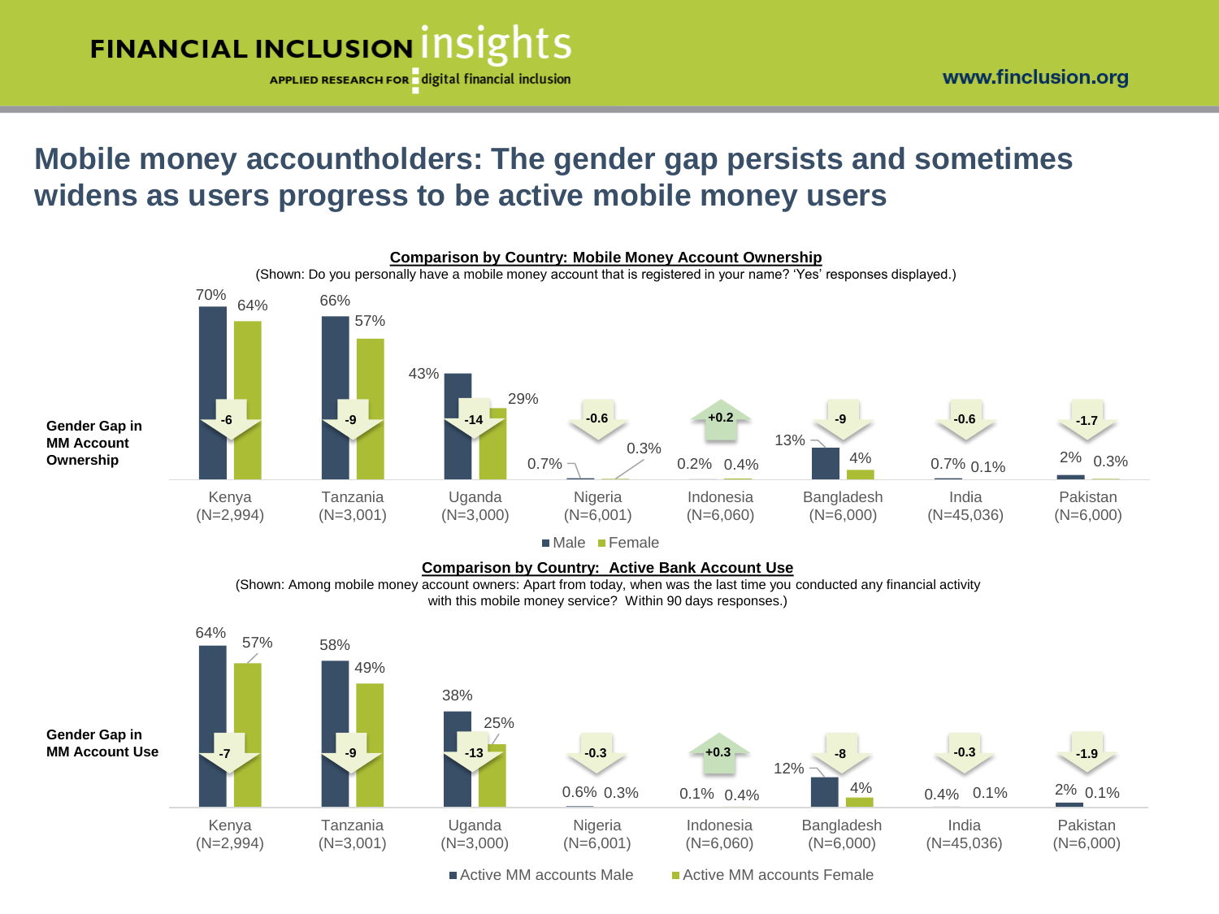# Mobile money accountholders: The gender gap persists and sometimes widens as users progress to be active mobile money users

**Comparison by Country: Mobile Money Account Ownership**

(Shown: Do you personally have a mobile money account that is registered in your name? 'Yes' responses displayed.)

**Gender Gap in MM Account Ownership**

| Country | Male | Female | Gender Gap |
|---|---|---|---|
| Kenya (N=2,994) | 70% | 64% | -6 |
| Tanzania (N=3,001) | 66% | 57% | -9 |
| Uganda (N=3,000) | 43% | 29% | -14 |
| Nigeria (N=6,001) | 0.7% | 0.3% | -0.6 |
| Indonesia (N=6,060) | 0.2% | 0.4% | +0.2 |
| Bangladesh (N=6,000) | 13% | 4% | -9 |
| India (N=45,036) | 0.7% | 0.1% | -0.6 |
| Pakistan (N=6,000) | 2% | 0.3% | -1.7 |

**Comparison by Country: Active Bank Account Use**

(Shown: Among mobile money account owners: Apart from today, when was the last time you conducted any financial activity with this mobile money service? Within 90 days responses.)

**Gender Gap in MM Account Use**

| Country | Active MM accounts Male | Active MM accounts Female | Gender Gap |
|---|---|---|---|
| Kenya (N=2,994) | 64% | 57% | -7 |
| Tanzania (N=3,001) | 58% | 49% | -9 |
| Uganda (N=3,000) | 38% | 25% | -13 |
| Nigeria (N=6,001) | 0.6% | 0.3% | -0.3 |
| Indonesia (N=6,060) | 0.1% | 0.4% | +0.3 |
| Bangladesh (N=6,000) | 12% | 4% | -8 |
| India (N=45,036) | 0.4% | 0.1% | -0.3 |
| Pakistan (N=6,000) | 2% | 0.1% | -1.9 |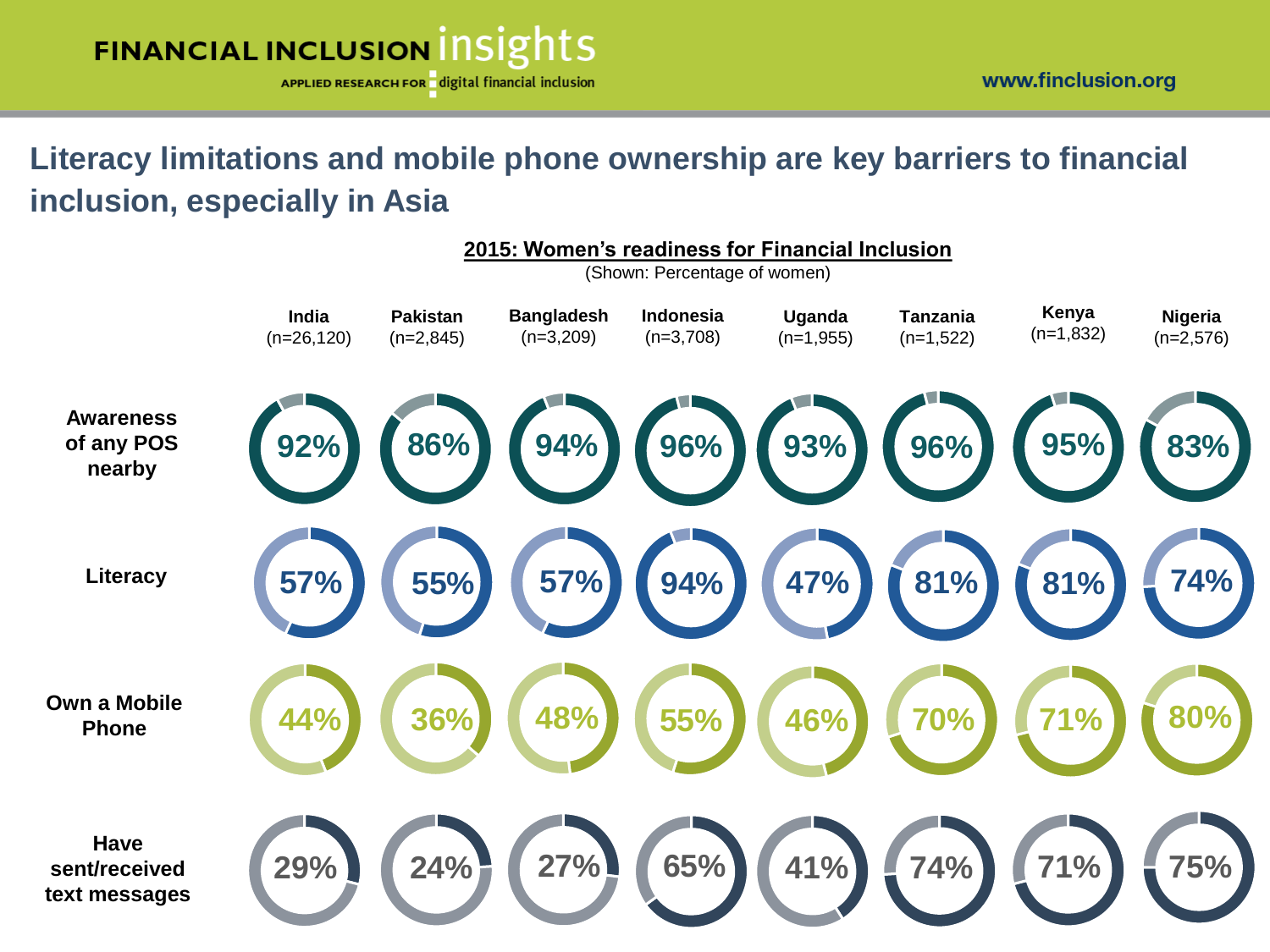## Literacy limitations and mobile phone ownership are key barriers to financial inclusion, especially in Asia

**2015: Women's readiness for Financial Inclusion**

(Shown: Percentage of women)

| | India (n=26,120) | Pakistan (n=2,845) | Bangladesh (n=3,209) | Indonesia (n=3,708) | Uganda (n=1,955) | Tanzania (n=1,522) | Kenya (n=1,832) | Nigeria (n=2,576) |
|---|---|---|---|---|---|---|---|---|
| **Awareness of any POS nearby** | 92% | 86% | 94% | 96% | 93% | 96% | 95% | 83% |
| **Literacy** | 57% | 55% | 57% | 94% | 47% | 81% | 81% | 74% |
| **Own a Mobile Phone** | 44% | 36% | 48% | 55% | 46% | 70% | 71% | 80% |
| **Have sent/received text messages** | 29% | 24% | 27% | 65% | 41% | 74% | 71% | 75% |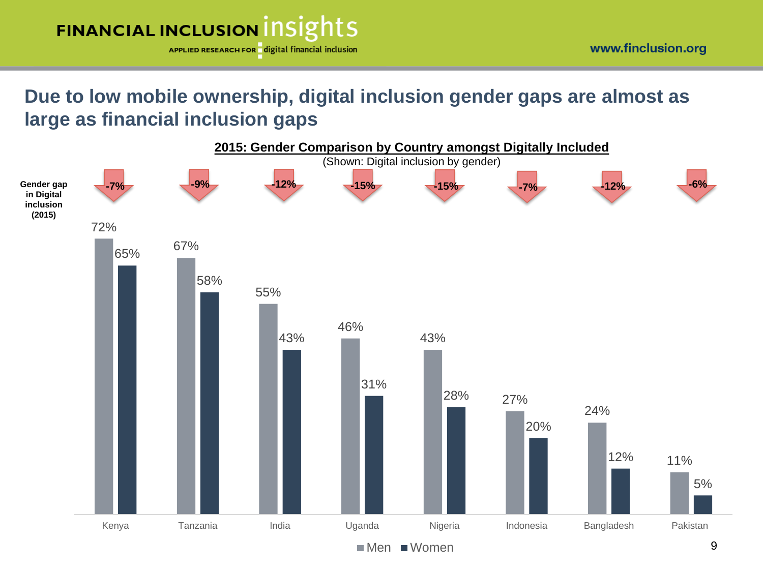# Due to low mobile ownership, digital inclusion gender gaps are almost as large as financial inclusion gaps

**2015: Gender Comparison by Country amongst Digitally Included**

(Shown: Digital inclusion by gender)

| | Kenya | Tanzania | India | Uganda | Nigeria | Indonesia | Bangladesh | Pakistan |
|---|---|---|---|---|---|---|---|---|
| **Gender gap in Digital inclusion (2015)** | -7% | -9% | -12% | -15% | -15% | -7% | -12% | -6% |
| Men | 72% | 67% | 55% | 46% | 43% | 27% | 24% | 11% |
| Women | 65% | 58% | 43% | 31% | 28% | 20% | 12% | 5% |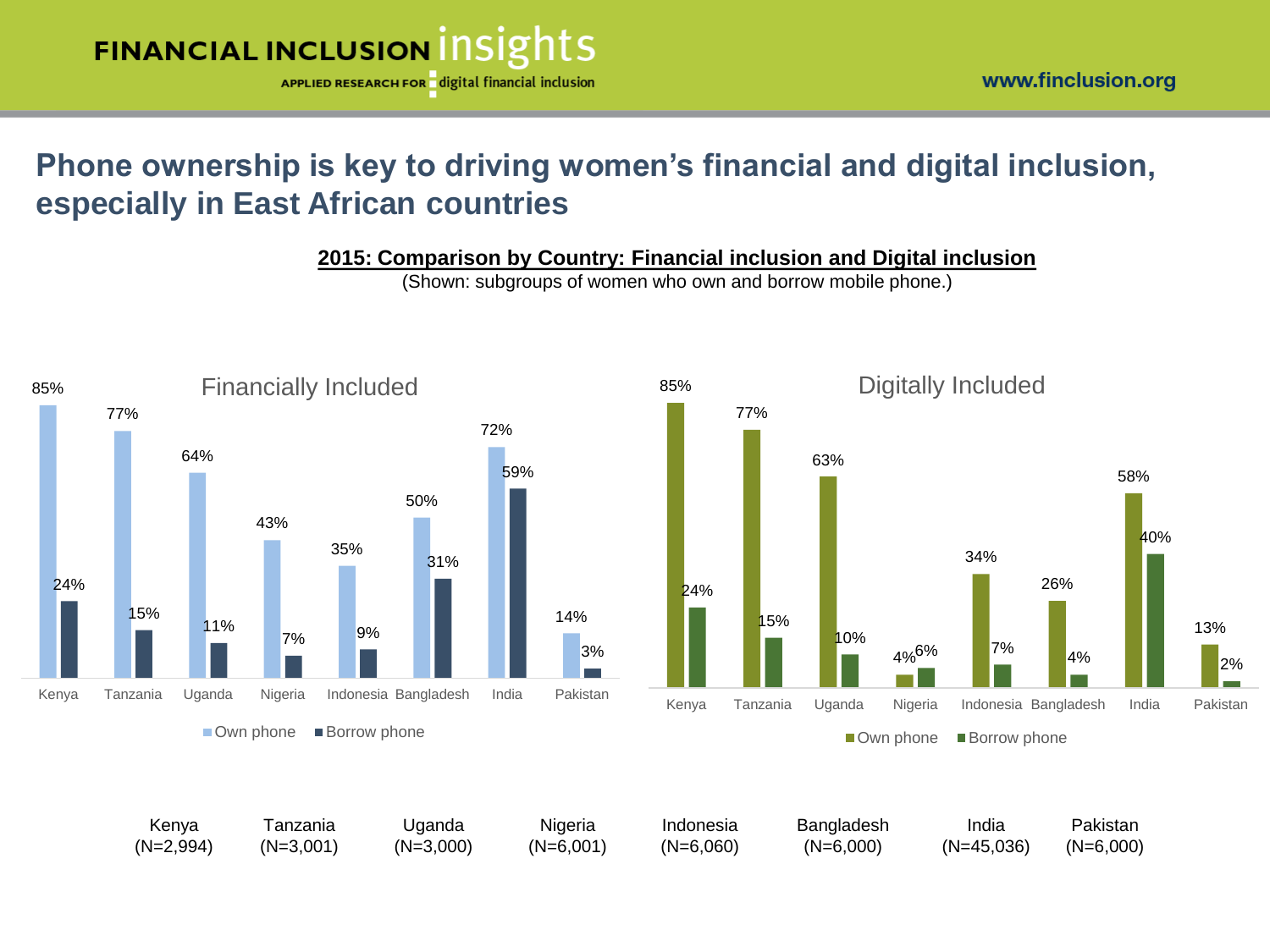## Phone ownership is key to driving women's financial and digital inclusion, especially in East African countries

**2015: Comparison by Country: Financial inclusion and Digital inclusion**

(Shown: subgroups of women who own and borrow mobile phone.)

### Financially Included

| Country | Own phone | Borrow phone |
|---|---|---|
| Kenya | 85% | 24% |
| Tanzania | 77% | 15% |
| Uganda | 64% | 11% |
| Nigeria | 43% | 7% |
| Indonesia | 35% | 9% |
| Bangladesh | 50% | 31% |
| India | 72% | 59% |
| Pakistan | 14% | 3% |

### Digitally Included

| Country | Own phone | Borrow phone |
|---|---|---|
| Kenya | 85% | 24% |
| Tanzania | 77% | 15% |
| Uganda | 63% | 10% |
| Nigeria | 4% | 6% |
| Indonesia | 34% | 7% |
| Bangladesh | 26% | 4% |
| India | 58% | 40% |
| Pakistan | 13% | 2% |

| Kenya | Tanzania | Uganda | Nigeria | Indonesia | Bangladesh | India | Pakistan |
|---|---|---|---|---|---|---|---|
| (N=2,994) | (N=3,001) | (N=3,000) | (N=6,001) | (N=6,060) | (N=6,000) | (N=45,036) | (N=6,000) |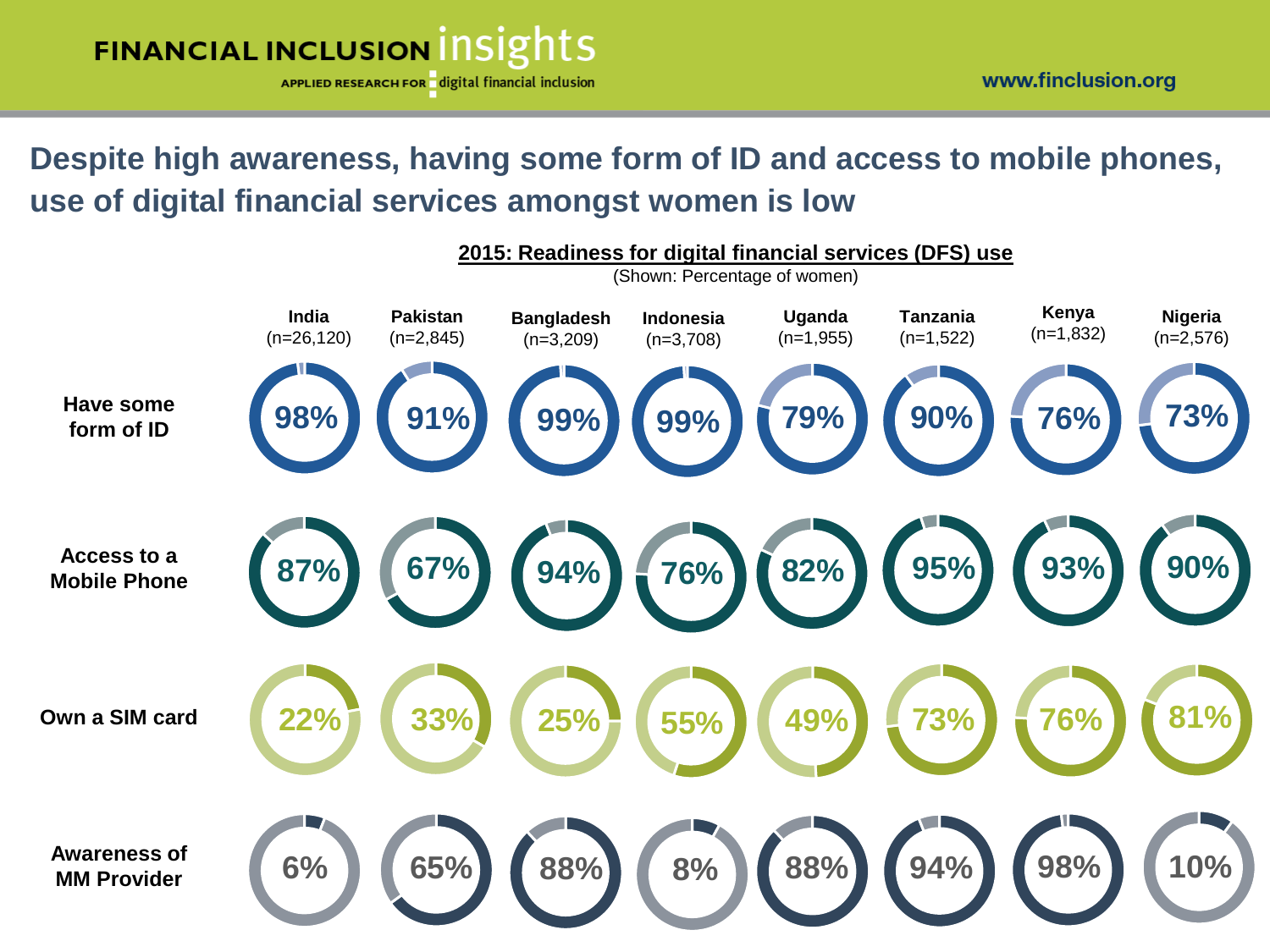## Despite high awareness, having some form of ID and access to mobile phones, use of digital financial services amongst women is low

**2015: Readiness for digital financial services (DFS) use**

(Shown: Percentage of women)

| | India (n=26,120) | Pakistan (n=2,845) | Bangladesh (n=3,209) | Indonesia (n=3,708) | Uganda (n=1,955) | Tanzania (n=1,522) | Kenya (n=1,832) | Nigeria (n=2,576) |
|---|---|---|---|---|---|---|---|---|
| Have some form of ID | 98% | 91% | 99% | 99% | 79% | 90% | 76% | 73% |
| Access to a Mobile Phone | 87% | 67% | 94% | 76% | 82% | 95% | 93% | 90% |
| Own a SIM card | 22% | 33% | 25% | 55% | 49% | 73% | 76% | 81% |
| Awareness of MM Provider | 6% | 65% | 88% | 8% | 88% | 94% | 98% | 10% |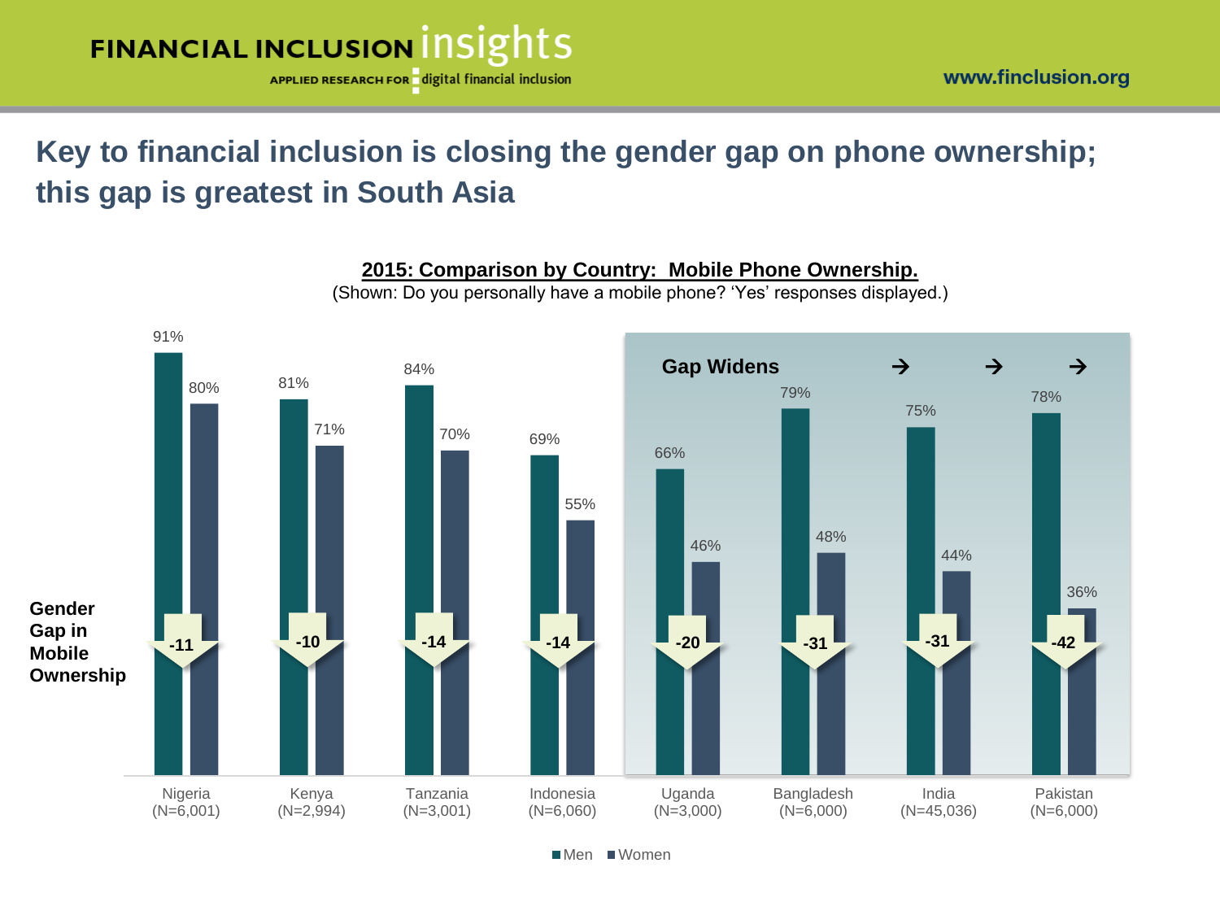# Key to financial inclusion is closing the gender gap on phone ownership; this gap is greatest in South Asia

**2015: Comparison by Country: Mobile Phone Ownership.**

(Shown: Do you personally have a mobile phone? 'Yes' responses displayed.)

| Country | Men | Women | Gender Gap in Mobile Ownership |
|---|---|---|---|
| Nigeria (N=6,001) | 91% | 80% | -11 |
| Kenya (N=2,994) | 81% | 71% | -10 |
| Tanzania (N=3,001) | 84% | 70% | -14 |
| Indonesia (N=6,060) | 69% | 55% | -14 |
| Uganda (N=3,000) | 66% | 46% | -20 |
| Bangladesh (N=6,000) | 79% | 48% | -31 |
| India (N=45,036) | 75% | 44% | -31 |
| Pakistan (N=6,000) | 78% | 36% | -42 |

Gap Widens → → →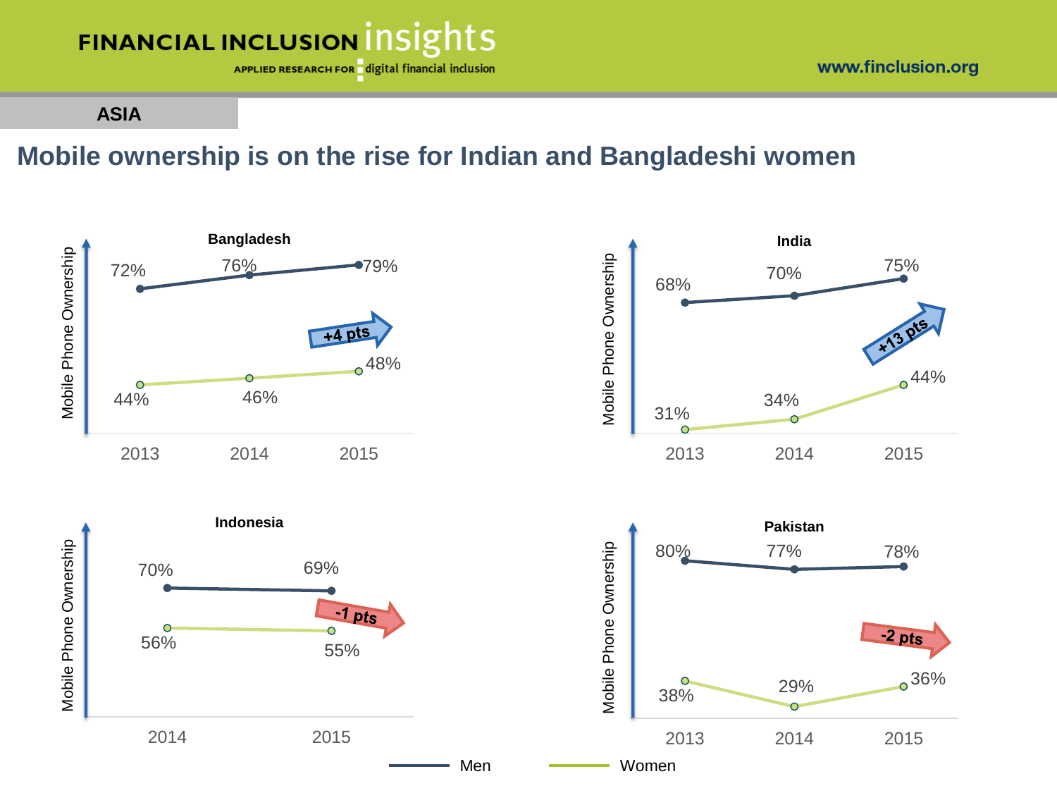ASIA

# Mobile ownership is on the rise for Indian and Bangladeshi women

### Bangladesh

Mobile Phone Ownership

| | 2013 | 2014 | 2015 |
|---|---|---|---|
| Men | 72% | 76% | 79% |
| Women | 44% | 46% | 48% |

+4 pts

### India

Mobile Phone Ownership

| | 2013 | 2014 | 2015 |
|---|---|---|---|
| Men | 68% | 70% | 75% |
| Women | 31% | 34% | 44% |

+13 pts

### Indonesia

Mobile Phone Ownership

| | 2014 | 2015 |
|---|---|---|
| Men | 70% | 69% |
| Women | 56% | 55% |

-1 pts

### Pakistan

Mobile Phone Ownership

| | 2013 | 2014 | 2015 |
|---|---|---|---|
| Men | 80% | 77% | 78% |
| Women | 38% | 29% | 36% |

-2 pts

Men — Women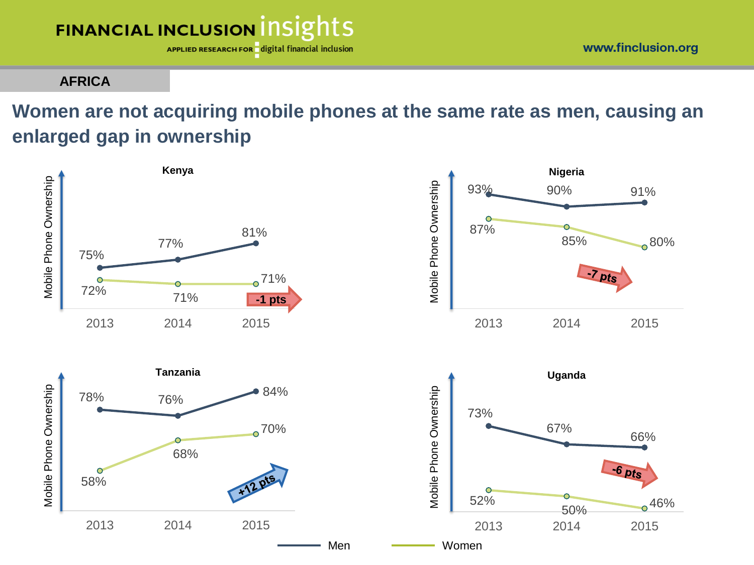AFRICA

# Women are not acquiring mobile phones at the same rate as men, causing an enlarged gap in ownership

**Kenya**

| Mobile Phone Ownership | 2013 | 2014 | 2015 |
|---|---|---|---|
| Men | 75% | 77% | 81% |
| Women | 72% | 71% | 71% |

-1 pts

**Nigeria**

| Mobile Phone Ownership | 2013 | 2014 | 2015 |
|---|---|---|---|
| Men | 93% | 90% | 91% |
| Women | 87% | 85% | 80% |

-7 pts

**Tanzania**

| Mobile Phone Ownership | 2013 | 2014 | 2015 |
|---|---|---|---|
| Men | 78% | 76% | 84% |
| Women | 58% | 68% | 70% |

+12 pts

**Uganda**

| Mobile Phone Ownership | 2013 | 2014 | 2015 |
|---|---|---|---|
| Men | 73% | 67% | 66% |
| Women | 52% | 50% | 46% |

-6 pts

Men — Women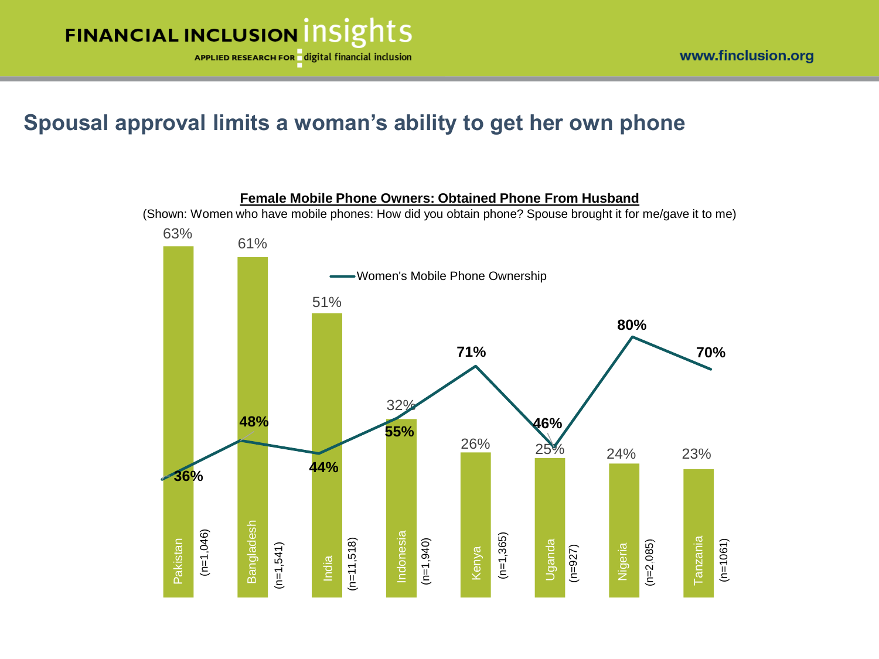# Spousal approval limits a woman's ability to get her own phone

**Female Mobile Phone Owners: Obtained Phone From Husband**

(Shown: Women who have mobile phones: How did you obtain phone? Spouse brought it for me/gave it to me)

| Country | n | Obtained Phone From Husband | Women's Mobile Phone Ownership |
|---|---|---|---|
| Pakistan | (n=1,046) | 63% | 36% |
| Bangladesh | (n=1,541) | 61% | 48% |
| India | (n=11,518) | 51% | 44% |
| Indonesia | (n=1,940) | 32% | 55% |
| Kenya | (n=1,365) | 26% | 71% |
| Uganda | (n=927) | 25% | 46% |
| Nigeria | (n=2,085) | 24% | 80% |
| Tanzania | (n=1061) | 23% | 70% |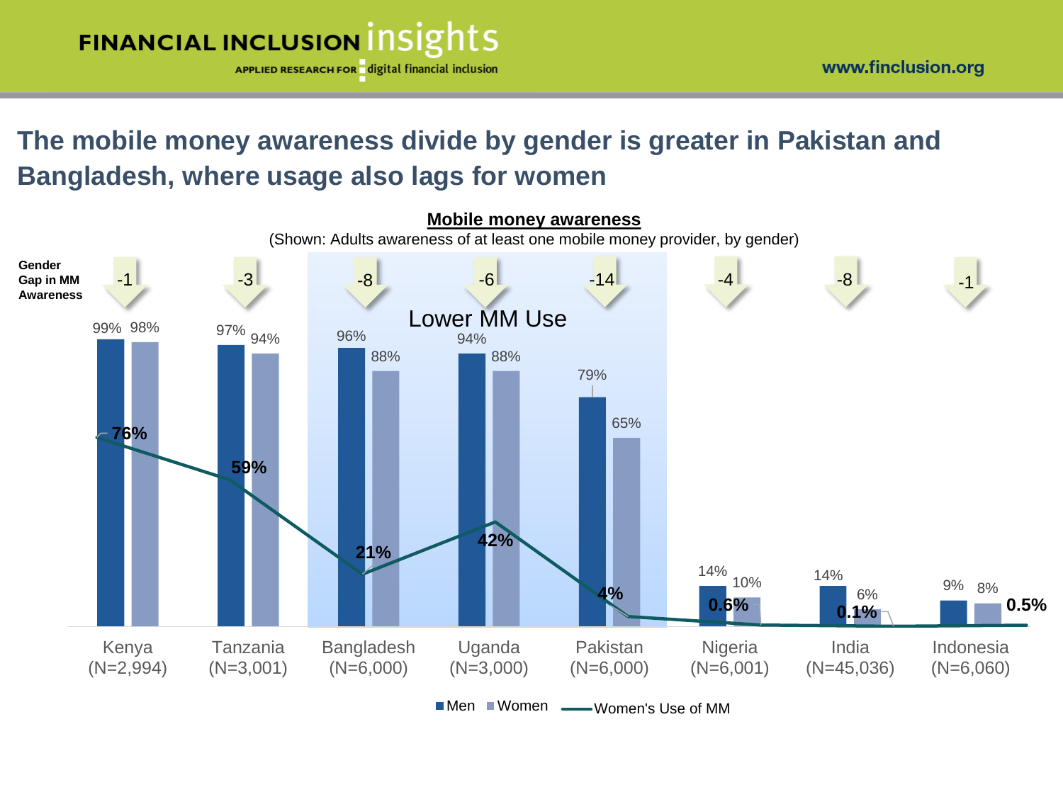## The mobile money awareness divide by gender is greater in Pakistan and Bangladesh, where usage also lags for women

**Mobile money awareness**

(Shown: Adults awareness of at least one mobile money provider, by gender)

| | Kenya (N=2,994) | Tanzania (N=3,001) | Bangladesh (N=6,000) | Uganda (N=3,000) | Pakistan (N=6,000) | Nigeria (N=6,001) | India (N=45,036) | Indonesia (N=6,060) |
|---|---|---|---|---|---|---|---|---|
| Gender Gap in MM Awareness | -1 | -3 | -8 | -6 | -14 | -4 | -8 | -1 |
| Men | 99% | 97% | 96% | 94% | 79% | 14% | 14% | 9% |
| Women | 98% | 94% | 88% | 88% | 65% | 10% | 6% | 8% |
| Women's Use of MM | 76% | 59% | 21% | 42% | 4% | 0.6% | 0.1% | 0.5% |

Lower MM Use: Bangladesh, Uganda, Pakistan

■ Men ■ Women — Women's Use of MM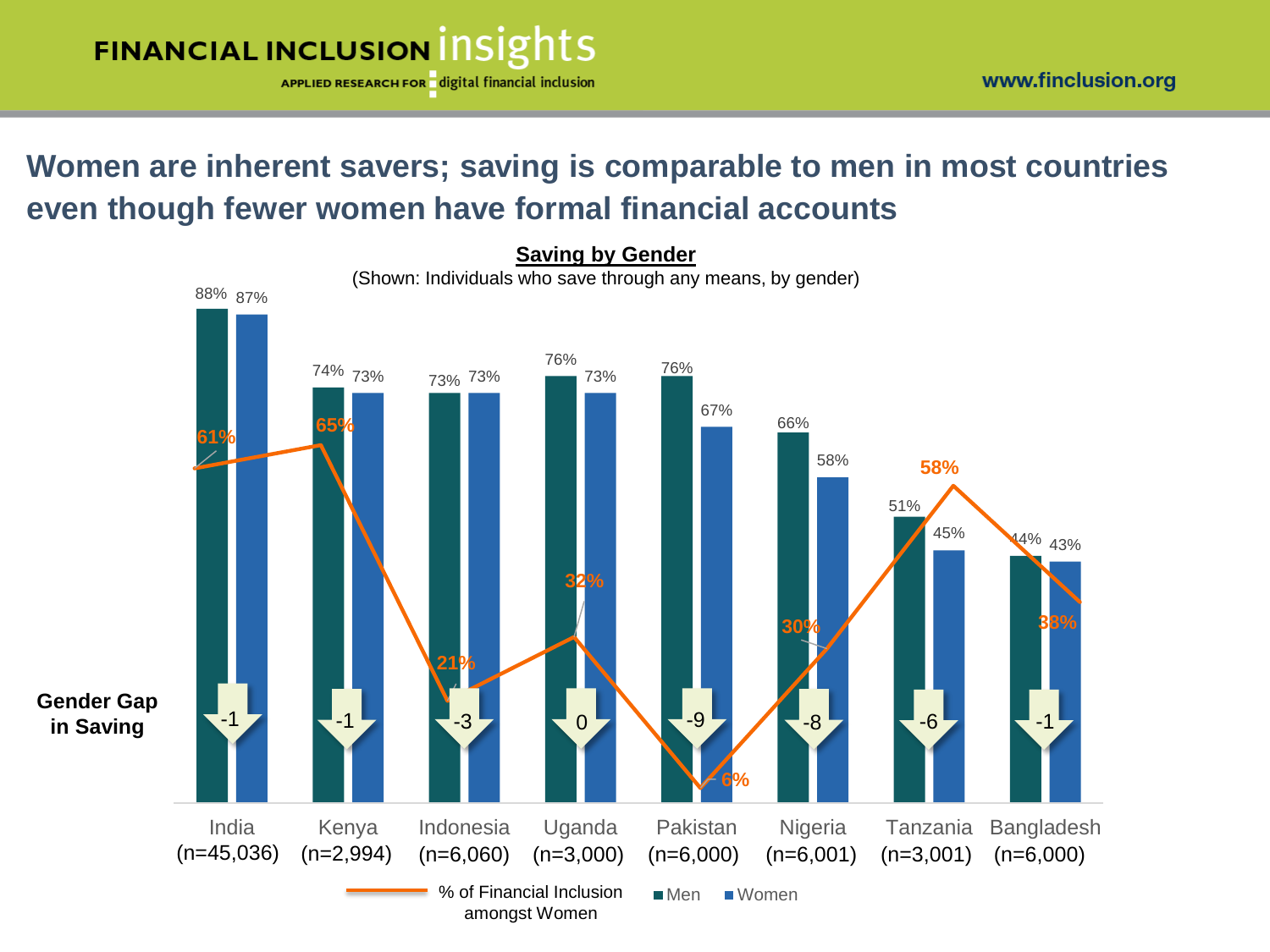## Women are inherent savers; saving is comparable to men in most countries even though fewer women have formal financial accounts

**Saving by Gender**

(Shown: Individuals who save through any means, by gender)

| Country | Men | Women | Gender Gap in Saving | % of Financial Inclusion amongst Women |
|---|---|---|---|---|
| India (n=45,036) | 88% | 87% | -1 | 61% |
| Kenya (n=2,994) | 74% | 73% | -1 | 65% |
| Indonesia (n=6,060) | 73% | 73% | -3 | 21% |
| Uganda (n=3,000) | 76% | 73% | 0 | 32% |
| Pakistan (n=6,000) | 76% | 67% | -9 | 6% |
| Nigeria (n=6,001) | 66% | 58% | -8 | 30% |
| Tanzania (n=3,001) | 51% | 45% | -6 | 58% |
| Bangladesh (n=6,000) | 44% | 43% | -1 | 38% |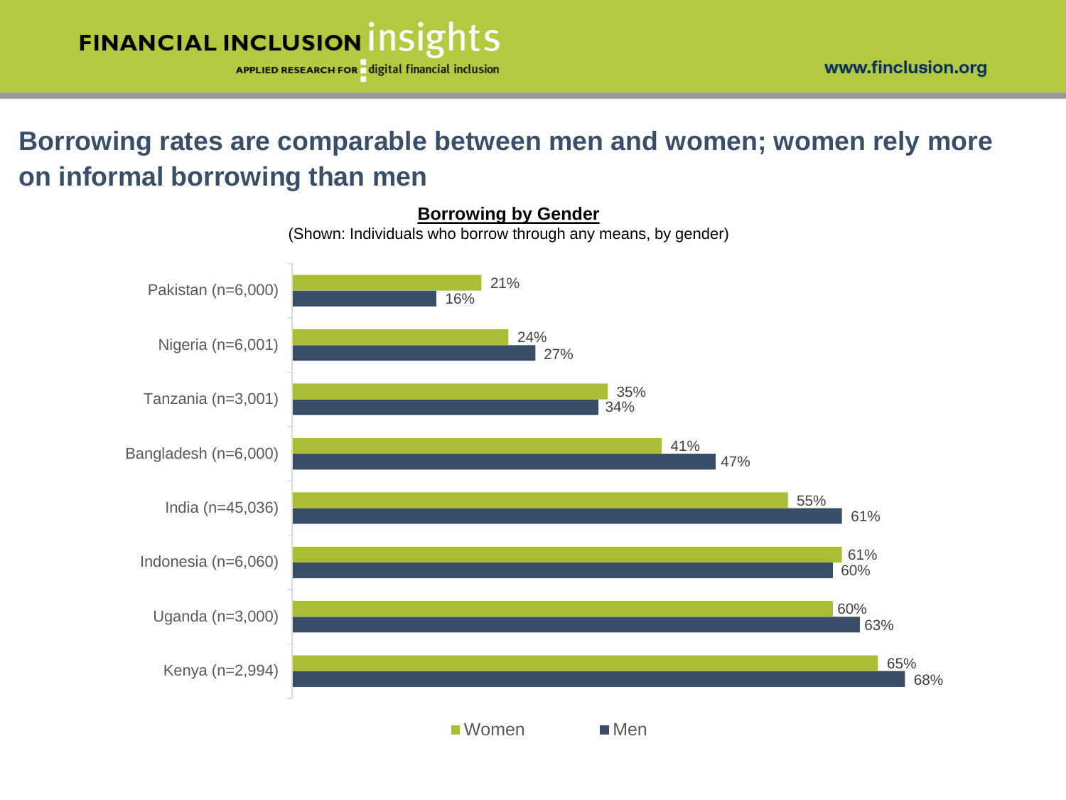# Borrowing rates are comparable between men and women; women rely more on informal borrowing than men

**Borrowing by Gender**

(Shown: Individuals who borrow through any means, by gender)

| Country | Women | Men |
| --- | --- | --- |
| Pakistan (n=6,000) | 21% | 16% |
| Nigeria (n=6,001) | 24% | 27% |
| Tanzania (n=3,001) | 35% | 34% |
| Bangladesh (n=6,000) | 41% | 47% |
| India (n=45,036) | 55% | 61% |
| Indonesia (n=6,060) | 61% | 60% |
| Uganda (n=3,000) | 60% | 63% |
| Kenya (n=2,994) | 65% | 68% |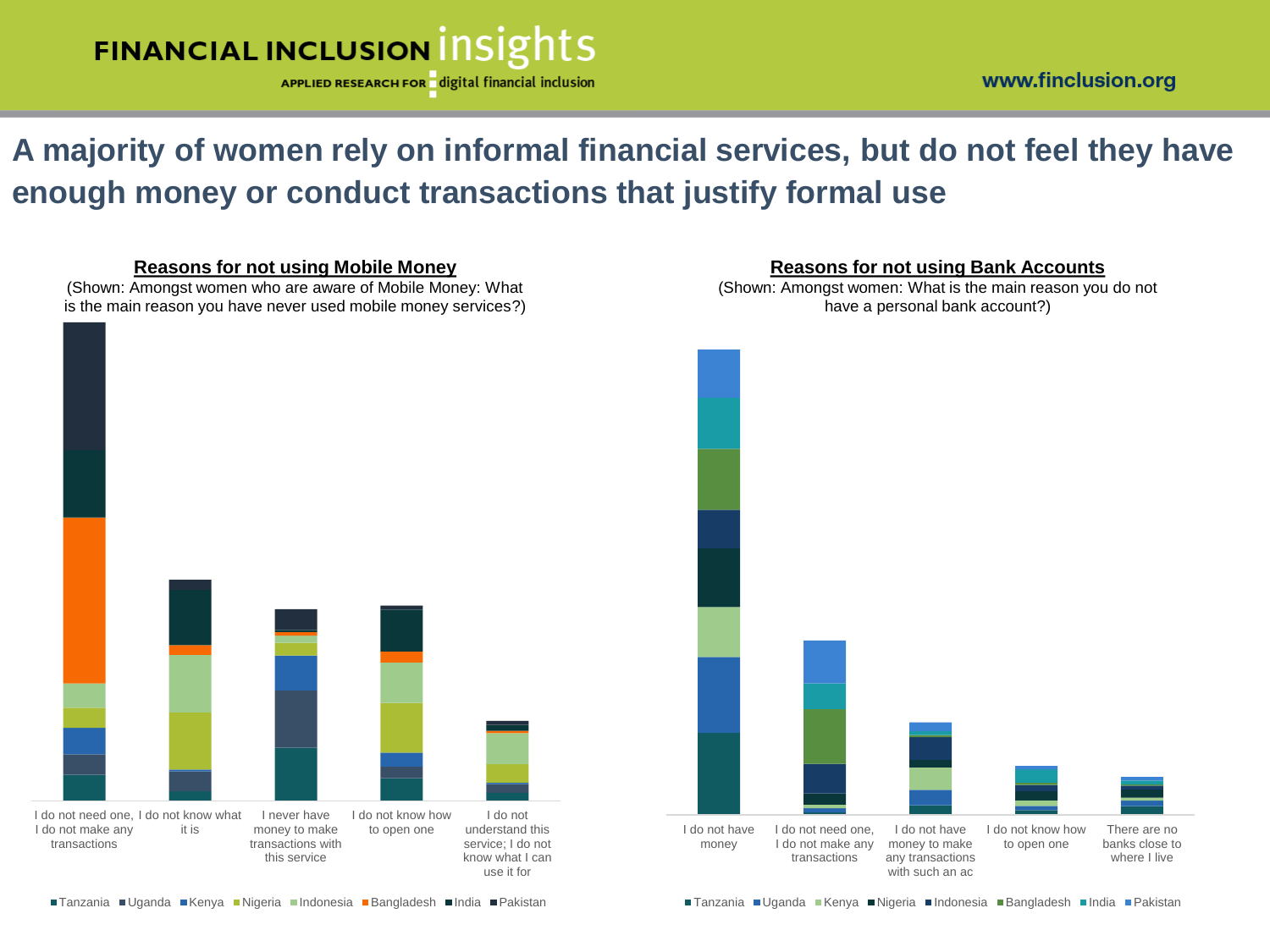# A majority of women rely on informal financial services, but do not feel they have enough money or conduct transactions that justify formal use

**Reasons for not using Mobile Money**

(Shown: Amongst women who are aware of Mobile Money: What is the main reason you have never used mobile money services?)

Categories: I do not need one, I do not make any transactions; I do not know what it is; I never have money to make transactions with this service; I do not know how to open one; I do not understand this service; I do not know what I can use it for

Legend: Tanzania, Uganda, Kenya, Nigeria, Indonesia, Bangladesh, India, Pakistan

**Reasons for not using Bank Accounts**

(Shown: Amongst women: What is the main reason you do not have a personal bank account?)

Categories: I do not have money; I do not need one, I do not make any transactions; I do not have money to make any transactions with such an ac; I do not know how to open one; There are no banks close to where I live

Legend: Tanzania, Uganda, Kenya, Nigeria, Indonesia, Bangladesh, India, Pakistan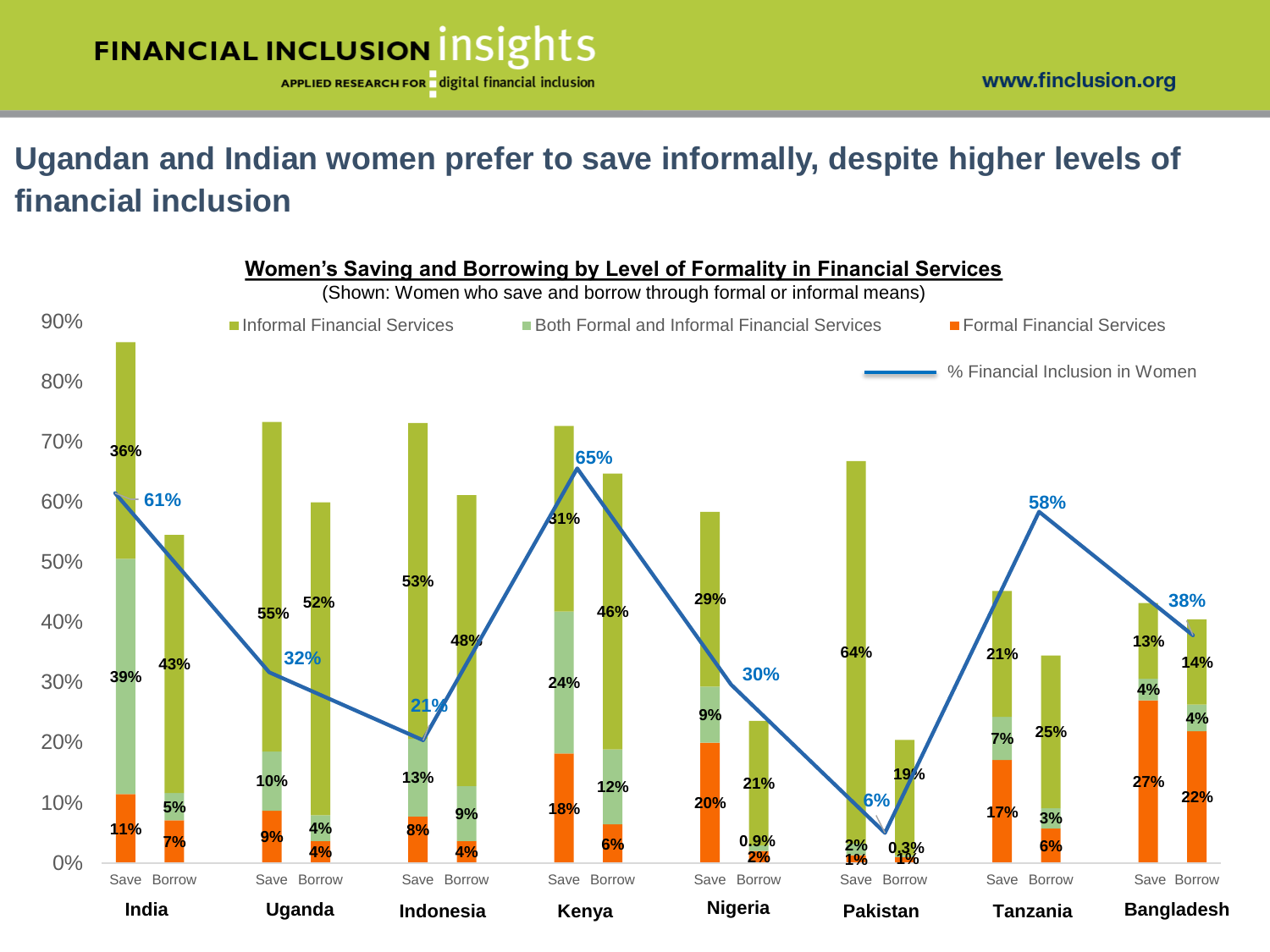# Ugandan and Indian women prefer to save informally, despite higher levels of financial inclusion

**Women's Saving and Borrowing by Level of Formality in Financial Services**

(Shown: Women who save and borrow through formal or informal means)

| Country | Activity | Formal Financial Services | Both Formal and Informal Financial Services | Informal Financial Services | % Financial Inclusion in Women |
|---|---|---|---|---|---|
| India | Save | 11% | 39% | 36% | 61% |
| India | Borrow | 7% | 5% | 43% | |
| Uganda | Save | 9% | 10% | 55% | 32% |
| Uganda | Borrow | 4% | 4% | 52% | |
| Indonesia | Save | 8% | 13% | 53% | 21% |
| Indonesia | Borrow | 4% | 9% | 48% | |
| Kenya | Save | 18% | 24% | 31% | 65% |
| Kenya | Borrow | 6% | 12% | 46% | |
| Nigeria | Save | 20% | 9% | 29% | 30% |
| Nigeria | Borrow | 2% | 0.9% | 21% | |
| Pakistan | Save | 1% | 2% | 64% | 6% |
| Pakistan | Borrow | 1% | 0.3% | 19% | |
| Tanzania | Save | 17% | 7% | 21% | 58% |
| Tanzania | Borrow | 6% | 3% | 25% | |
| Bangladesh | Save | 27% | 4% | 13% | 38% |
| Bangladesh | Borrow | 22% | 4% | 14% | |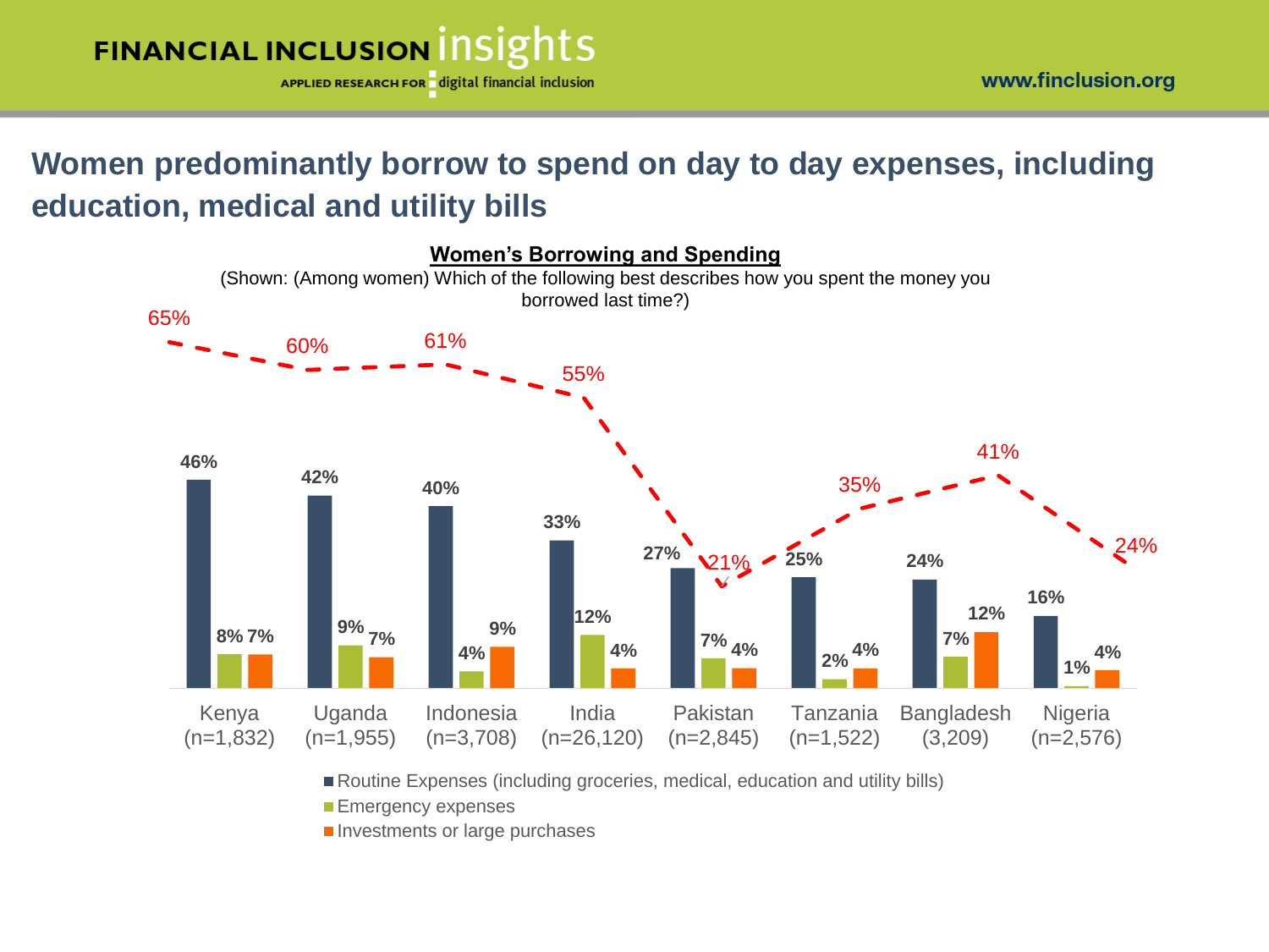# Women predominantly borrow to spend on day to day expenses, including education, medical and utility bills

**Women's Borrowing and Spending**

(Shown: (Among women) Which of the following best describes how you spent the money you borrowed last time?)

| Country | Routine Expenses (including groceries, medical, education and utility bills) | Emergency expenses | Investments or large purchases | Total (line) |
|---|---|---|---|---|
| Kenya (n=1,832) | 46% | 8% | 7% | 65% |
| Uganda (n=1,955) | 42% | 9% | 7% | 60% |
| Indonesia (n=3,708) | 40% | 4% | 9% | 61% |
| India (n=26,120) | 33% | 12% | 4% | 55% |
| Pakistan (n=2,845) | 27% | 7% | 4% | 21% |
| Tanzania (n=1,522) | 25% | 2% | 4% | 35% |
| Bangladesh (3,209) | 24% | 7% | 12% | 41% |
| Nigeria (n=2,576) | 16% | 1% | 4% | 24% |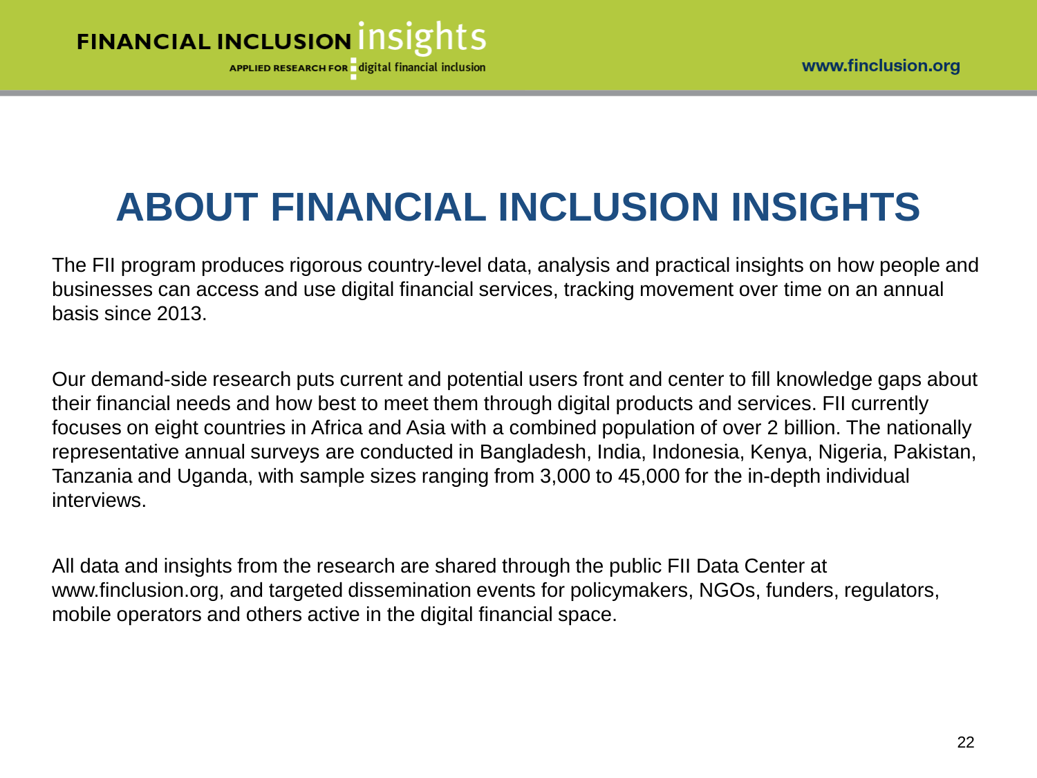# ABOUT FINANCIAL INCLUSION INSIGHTS

The FII program produces rigorous country-level data, analysis and practical insights on how people and businesses can access and use digital financial services, tracking movement over time on an annual basis since 2013.

Our demand-side research puts current and potential users front and center to fill knowledge gaps about their financial needs and how best to meet them through digital products and services. FII currently focuses on eight countries in Africa and Asia with a combined population of over 2 billion. The nationally representative annual surveys are conducted in Bangladesh, India, Indonesia, Kenya, Nigeria, Pakistan, Tanzania and Uganda, with sample sizes ranging from 3,000 to 45,000 for the in-depth individual interviews.

All data and insights from the research are shared through the public FII Data Center at www.finclusion.org, and targeted dissemination events for policymakers, NGOs, funders, regulators, mobile operators and others active in the digital financial space.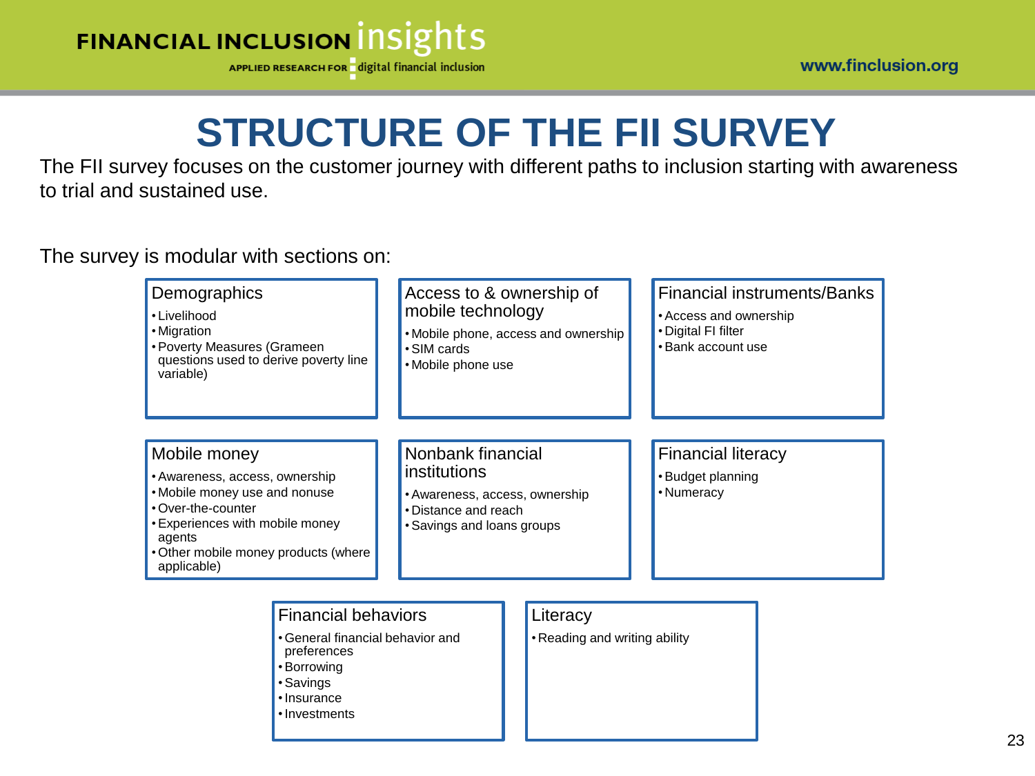# STRUCTURE OF THE FII SURVEY

The FII survey focuses on the customer journey with different paths to inclusion starting with awareness to trial and sustained use.

The survey is modular with sections on:

### Demographics
- Livelihood
- Migration
- Poverty Measures (Grameen questions used to derive poverty line variable)

### Access to & ownership of mobile technology
- Mobile phone, access and ownership
- SIM cards
- Mobile phone use

### Financial instruments/Banks
- Access and ownership
- Digital FI filter
- Bank account use

### Mobile money
- Awareness, access, ownership
- Mobile money use and nonuse
- Over-the-counter
- Experiences with mobile money agents
- Other mobile money products (where applicable)

### Nonbank financial institutions
- Awareness, access, ownership
- Distance and reach
- Savings and loans groups

### Financial literacy
- Budget planning
- Numeracy

### Financial behaviors
- General financial behavior and preferences
- Borrowing
- Savings
- Insurance
- Investments

### Literacy
- Reading and writing ability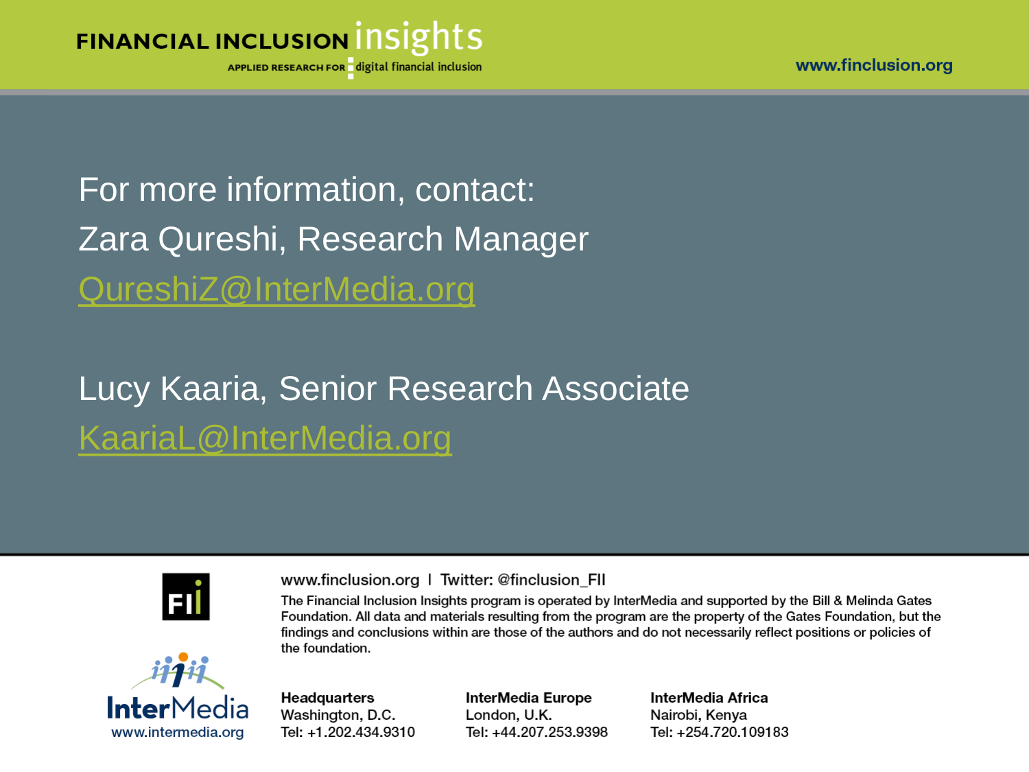FINANCIAL INCLUSION insights
APPLIED RESEARCH FOR digital financial inclusion

www.finclusion.org

For more information, contact:

Zara Qureshi, Research Manager
QureshiZ@InterMedia.org

Lucy Kaaria, Senior Research Associate
KaariaL@InterMedia.org

FII

InterMedia
www.intermedia.org

www.finclusion.org | Twitter: @finclusion_FII

The Financial Inclusion Insights program is operated by InterMedia and supported by the Bill & Melinda Gates Foundation. All data and materials resulting from the program are the property of the Gates Foundation, but the findings and conclusions within are those of the authors and do not necessarily reflect positions or policies of the foundation.

**Headquarters**
Washington, D.C.
Tel: +1.202.434.9310

**InterMedia Europe**
London, U.K.
Tel: +44.207.253.9398

**InterMedia Africa**
Nairobi, Kenya
Tel: +254.720.109183